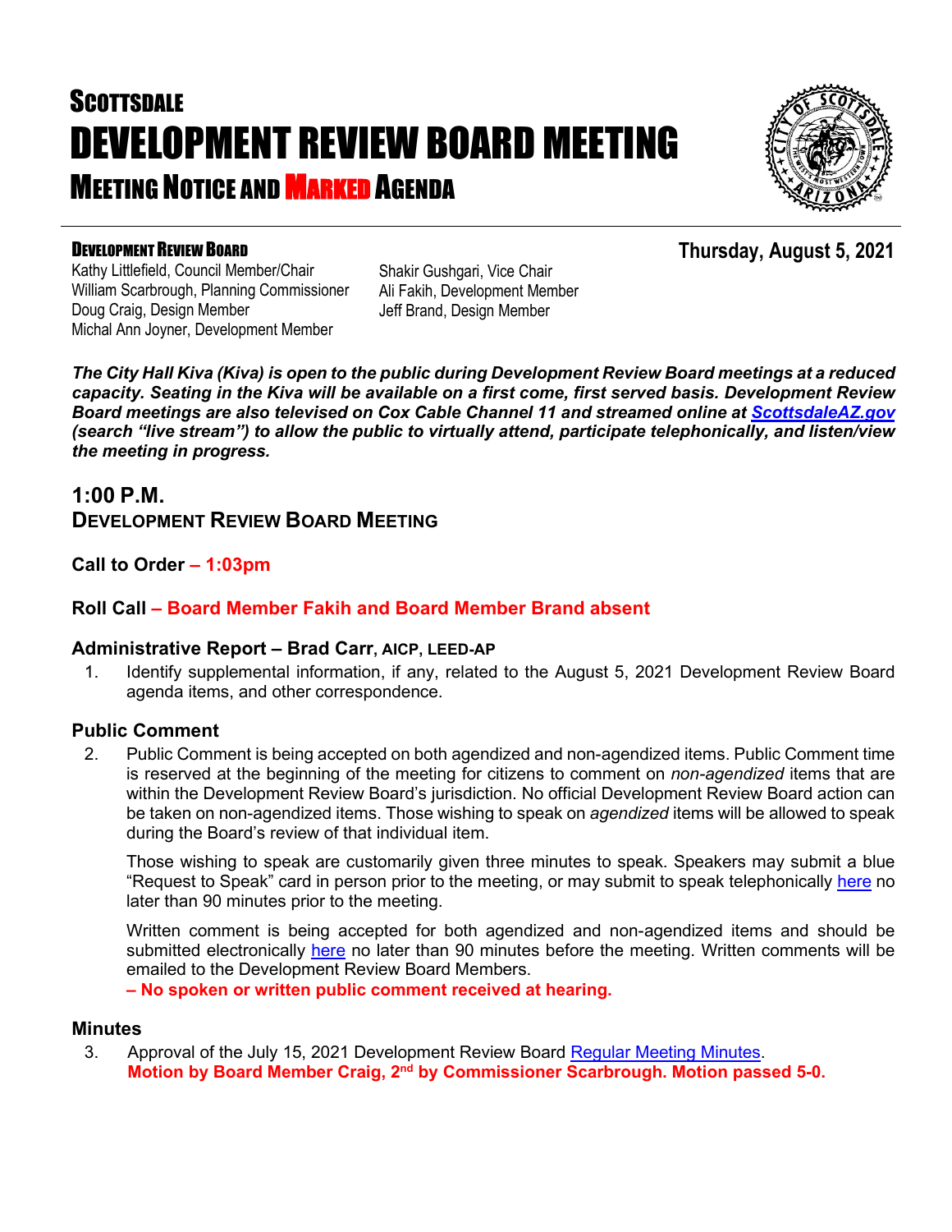# SCOTTSDALE
# DEVELOPMENT REVIEW BOARD MEETING
## MEETING NOTICE AND MARKED AGENDA

**DEVELOPMENT REVIEW BOARD**

Kathy Littlefield, Council Member/Chair
William Scarbrough, Planning Commissioner
Doug Craig, Design Member
Michal Ann Joyner, Development Member
Shakir Gushgari, Vice Chair
Ali Fakih, Development Member
Jeff Brand, Design Member

**Thursday, August 5, 2021**

***The City Hall Kiva (Kiva) is open to the public during Development Review Board meetings at a reduced capacity. Seating in the Kiva will be available on a first come, first served basis. Development Review Board meetings are also televised on Cox Cable Channel 11 and streamed online at ScottsdaleAZ.gov (search "live stream") to allow the public to virtually attend, participate telephonically, and listen/view the meeting in progress.***

## 1:00 P.M.
## DEVELOPMENT REVIEW BOARD MEETING

### Call to Order – 1:03pm

### Roll Call – Board Member Fakih and Board Member Brand absent

### Administrative Report – Brad Carr, AICP, LEED-AP

1. Identify supplemental information, if any, related to the August 5, 2021 Development Review Board agenda items, and other correspondence.

### Public Comment

2. Public Comment is being accepted on both agendized and non-agendized items. Public Comment time is reserved at the beginning of the meeting for citizens to comment on *non-agendized* items that are within the Development Review Board's jurisdiction. No official Development Review Board action can be taken on non-agendized items. Those wishing to speak on *agendized* items will be allowed to speak during the Board's review of that individual item.

   Those wishing to speak are customarily given three minutes to speak. Speakers may submit a blue "Request to Speak" card in person prior to the meeting, or may submit to speak telephonically here no later than 90 minutes prior to the meeting.

   Written comment is being accepted for both agendized and non-agendized items and should be submitted electronically here no later than 90 minutes before the meeting. Written comments will be emailed to the Development Review Board Members.
   **– No spoken or written public comment received at hearing.**

### Minutes

3. Approval of the July 15, 2021 Development Review Board Regular Meeting Minutes.
   **Motion by Board Member Craig, 2nd by Commissioner Scarbrough. Motion passed 5-0.**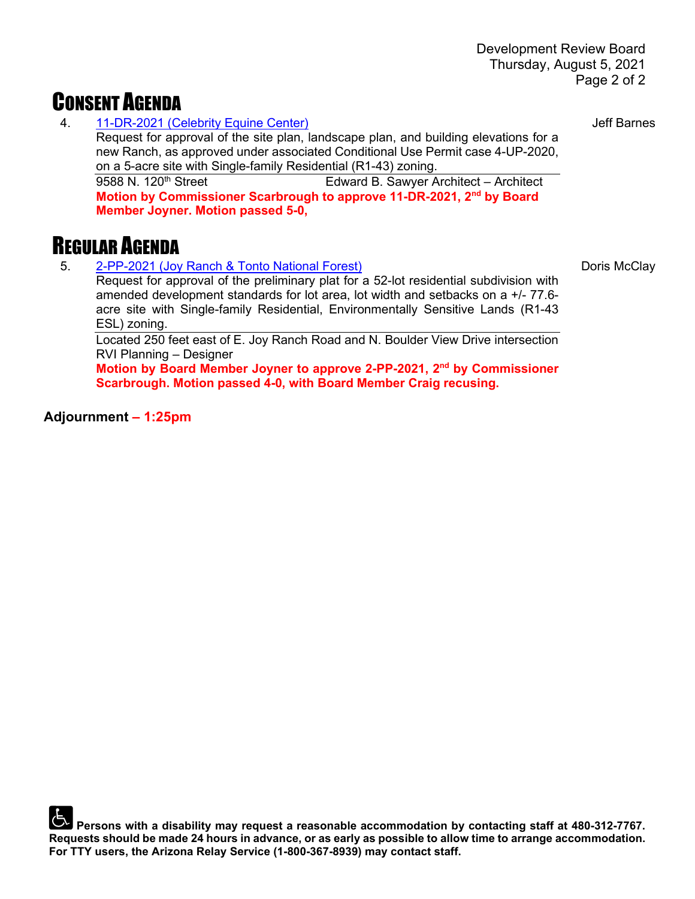## CONSENT AGENDA

4. [11-DR-2021 (Celebrity Equine Center)] Jeff Barnes

   Request for approval of the site plan, landscape plan, and building elevations for a new Ranch, as approved under associated Conditional Use Permit case 4-UP-2020, on a 5-acre site with Single-family Residential (R1-43) zoning.

   9588 N. 120th Street Edward B. Sawyer Architect – Architect

   **Motion by Commissioner Scarbrough to approve 11-DR-2021, 2nd by Board Member Joyner. Motion passed 5-0,**

## REGULAR AGENDA

5. [2-PP-2021 (Joy Ranch & Tonto National Forest)] Doris McClay

   Request for approval of the preliminary plat for a 52-lot residential subdivision with amended development standards for lot area, lot width and setbacks on a +/- 77.6-acre site with Single-family Residential, Environmentally Sensitive Lands (R1-43 ESL) zoning.

   Located 250 feet east of E. Joy Ranch Road and N. Boulder View Drive intersection
   RVI Planning – Designer

   **Motion by Board Member Joyner to approve 2-PP-2021, 2nd by Commissioner Scarbrough. Motion passed 4-0, with Board Member Craig recusing.**

**Adjournment – 1:25pm**

**Persons with a disability may request a reasonable accommodation by contacting staff at 480-312-7767. Requests should be made 24 hours in advance, or as early as possible to allow time to arrange accommodation. For TTY users, the Arizona Relay Service (1-800-367-8939) may contact staff.**